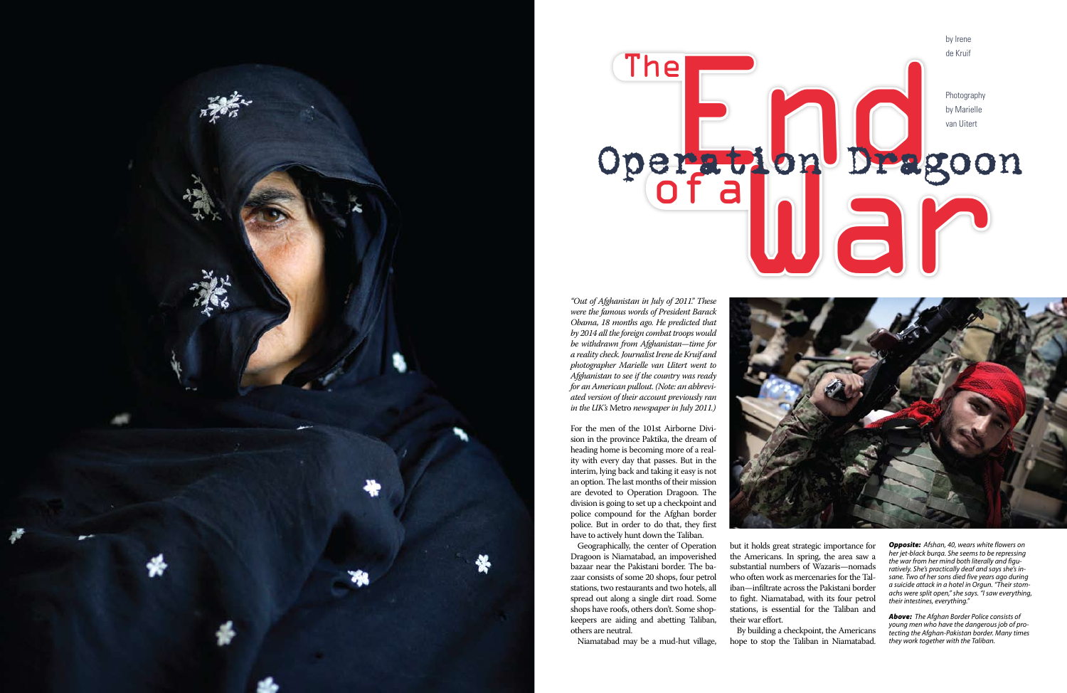# The End of a War

## Operation Dragoon

by Irene de Kruif

Photography by Marielle van Uitert

*"Out of Afghanistan in July of 2011." These were the famous words of President Barack Obama, 18 months ago. He predicted that by 2014 all the foreign combat troops would be withdrawn from Afghanistan—time for a reality check. Journalist Irene de Kruif and photographer Marielle van Uitert went to Afghanistan to see if the country was ready for an American pullout. (Note: an abbreviated version of their account previously ran in the UK's* Metro *newspaper in July 2011.)*

For the men of the 101st Airborne Division in the province Paktika, the dream of heading home is becoming more of a reality with every day that passes. But in the interim, lying back and taking it easy is not an option. The last months of their mission are devoted to Operation Dragoon. The division is going to set up a checkpoint and police compound for the Afghan border police. But in order to do that, they first have to actively hunt down the Taliban.

Geographically, the center of Operation Dragoon is Niamatabad, an impoverished bazaar near the Pakistani border. The bazaar consists of some 20 shops, four petrol stations, two restaurants and two hotels, all spread out along a single dirt road. Some shops have roofs, others don't. Some shopkeepers are aiding and abetting Taliban, others are neutral.

Niamatabad may be a mud-hut village, but it holds great strategic importance for the Americans. In spring, the area saw a substantial numbers of Wazaris—nomads who often work as mercenaries for the Taliban—infiltrate across the Pakistani border to fight. Niamatabad, with its four petrol stations, is essential for the Taliban and their war effort.

By building a checkpoint, the Americans hope to stop the Taliban in Niamatabad.

***Opposite:*** *Afshan, 40, wears white flowers on her jet-black burqa. She seems to be repressing the war from her mind both literally and figuratively. She's practically deaf and says she's insane. Two of her sons died five years ago during a suicide attack in a hotel in Orgun. "Their stomachs were split open," she says. "I saw everything, their intestines, everything."*

***Above:*** *The Afghan Border Police consists of young men who have the dangerous job of protecting the Afghan-Pakistan border. Many times they work together with the Taliban.*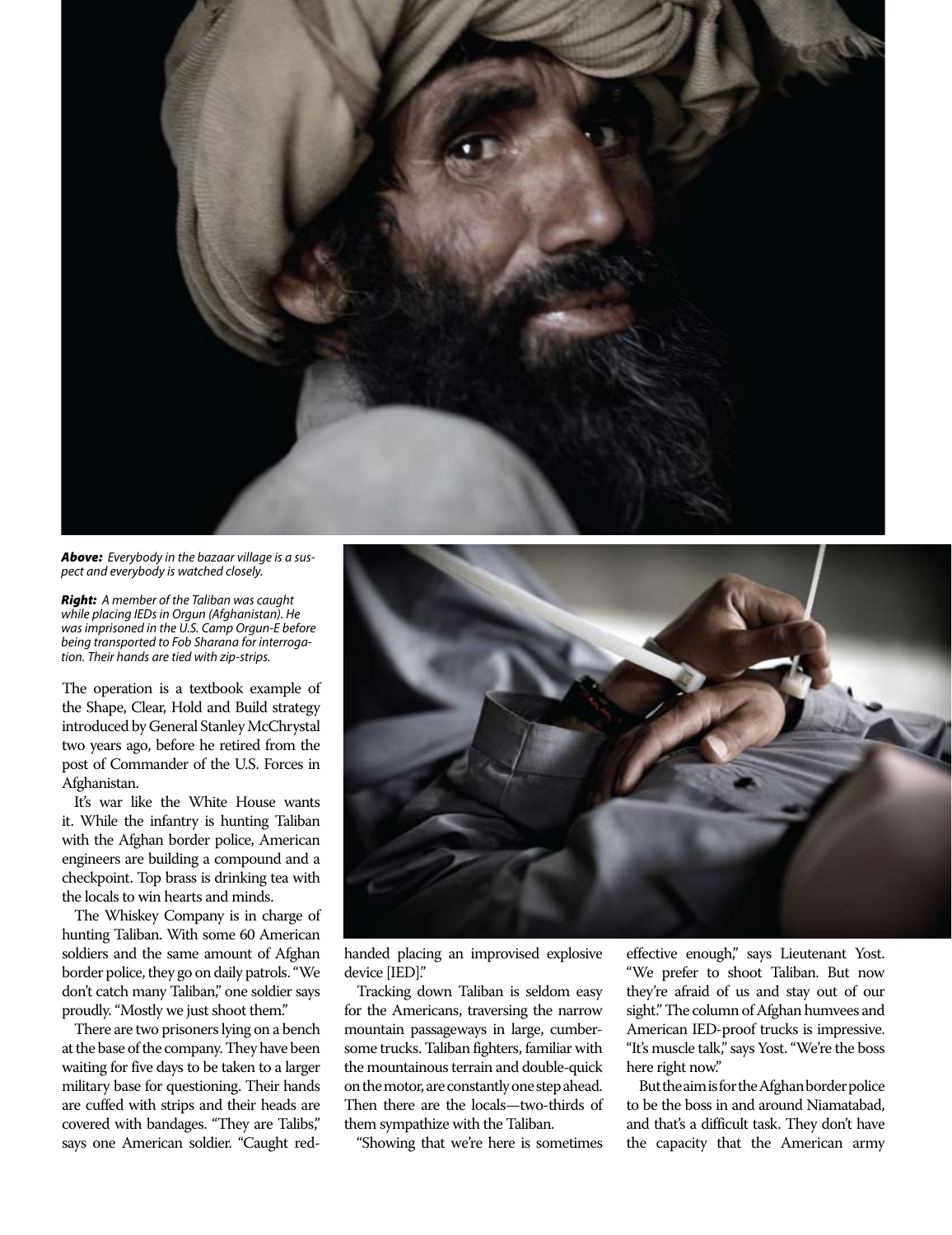***Above:*** *Everybody in the bazaar village is a suspect and everybody is watched closely.*

***Right:*** *A member of the Taliban was caught while placing IEDs in Orgun (Afghanistan). He was imprisoned in the U.S. Camp Orgun-E before being transported to Fob Sharana for interrogation. Their hands are tied with zip-strips.*

The operation is a textbook example of the Shape, Clear, Hold and Build strategy introduced by General Stanley McChrystal two years ago, before he retired from the post of Commander of the U.S. Forces in Afghanistan.

It's war like the White House wants it. While the infantry is hunting Taliban with the Afghan border police, American engineers are building a compound and a checkpoint. Top brass is drinking tea with the locals to win hearts and minds.

The Whiskey Company is in charge of hunting Taliban. With some 60 American soldiers and the same amount of Afghan border police, they go on daily patrols. "We don't catch many Taliban," one soldier says proudly. "Mostly we just shoot them."

There are two prisoners lying on a bench at the base of the company. They have been waiting for five days to be taken to a larger military base for questioning. Their hands are cuffed with strips and their heads are covered with bandages. "They are Talibs," says one American soldier. "Caught red-handed placing an improvised explosive device [IED]."

Tracking down Taliban is seldom easy for the Americans, traversing the narrow mountain passageways in large, cumbersome trucks. Taliban fighters, familiar with the mountainous terrain and double-quick on the motor, are constantly one step ahead. Then there are the locals—two-thirds of them sympathize with the Taliban.

"Showing that we're here is sometimes effective enough," says Lieutenant Yost. "We prefer to shoot Taliban. But now they're afraid of us and stay out of our sight." The column of Afghan humvees and American IED-proof trucks is impressive. "It's muscle talk," says Yost. "We're the boss here right now."

But the aim is for the Afghan border police to be the boss in and around Niamatabad, and that's a difficult task. They don't have the capacity that the American army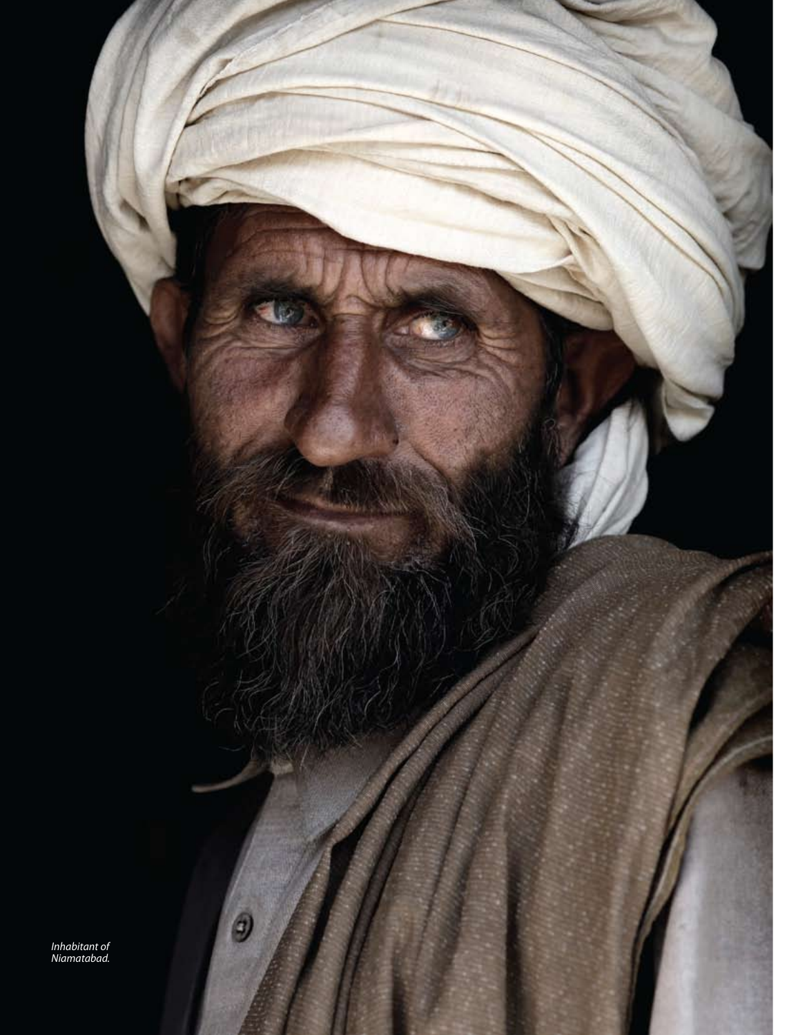*Inhabitant of Niamatabad.*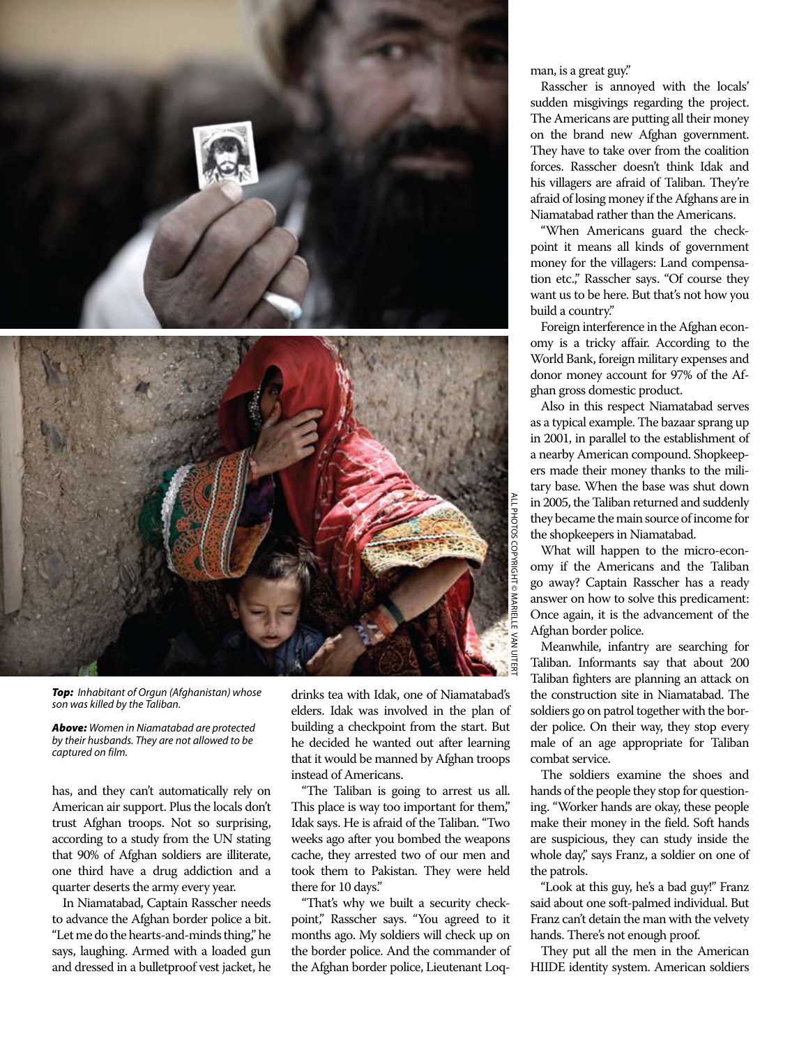***Top:*** *Inhabitant of Orgun (Afghanistan) whose son was killed by the Taliban.*

***Above:*** *Women in Niamatabad are protected by their husbands. They are not allowed to be captured on film.*

ALL PHOTOS COPYRIGHT © MARIELLE VAN UITERT

has, and they can't automatically rely on American air support. Plus the locals don't trust Afghan troops. Not so surprising, according to a study from the UN stating that 90% of Afghan soldiers are illiterate, one third have a drug addiction and a quarter deserts the army every year.

In Niamatabad, Captain Rasscher needs to advance the Afghan border police a bit. "Let me do the hearts-and-minds thing," he says, laughing. Armed with a loaded gun and dressed in a bulletproof vest jacket, he drinks tea with Idak, one of Niamatabad's elders. Idak was involved in the plan of building a checkpoint from the start. But he decided he wanted out after learning that it would be manned by Afghan troops instead of Americans.

"The Taliban is going to arrest us all. This place is way too important for them," Idak says. He is afraid of the Taliban. "Two weeks ago after you bombed the weapons cache, they arrested two of our men and took them to Pakistan. They were held there for 10 days."

"That's why we built a security checkpoint," Rasscher says. "You agreed to it months ago. My soldiers will check up on the border police. And the commander of the Afghan border police, Lieutenant Loqman, is a great guy."

Rasscher is annoyed with the locals' sudden misgivings regarding the project. The Americans are putting all their money on the brand new Afghan government. They have to take over from the coalition forces. Rasscher doesn't think Idak and his villagers are afraid of Taliban. They're afraid of losing money if the Afghans are in Niamatabad rather than the Americans.

"When Americans guard the checkpoint it means all kinds of government money for the villagers: Land compensation etc.," Rasscher says. "Of course they want us to be here. But that's not how you build a country."

Foreign interference in the Afghan economy is a tricky affair. According to the World Bank, foreign military expenses and donor money account for 97% of the Afghan gross domestic product.

Also in this respect Niamatabad serves as a typical example. The bazaar sprang up in 2001, in parallel to the establishment of a nearby American compound. Shopkeepers made their money thanks to the military base. When the base was shut down in 2005, the Taliban returned and suddenly they became the main source of income for the shopkeepers in Niamatabad.

What will happen to the micro-economy if the Americans and the Taliban go away? Captain Rasscher has a ready answer on how to solve this predicament: Once again, it is the advancement of the Afghan border police.

Meanwhile, infantry are searching for Taliban. Informants say that about 200 Taliban fighters are planning an attack on the construction site in Niamatabad. The soldiers go on patrol together with the border police. On their way, they stop every male of an age appropriate for Taliban combat service.

The soldiers examine the shoes and hands of the people they stop for questioning. "Worker hands are okay, these people make their money in the field. Soft hands are suspicious, they can study inside the whole day," says Franz, a soldier on one of the patrols.

"Look at this guy, he's a bad guy!" Franz said about one soft-palmed individual. But Franz can't detain the man with the velvety hands. There's not enough proof.

They put all the men in the American HIIDE identity system. American soldiers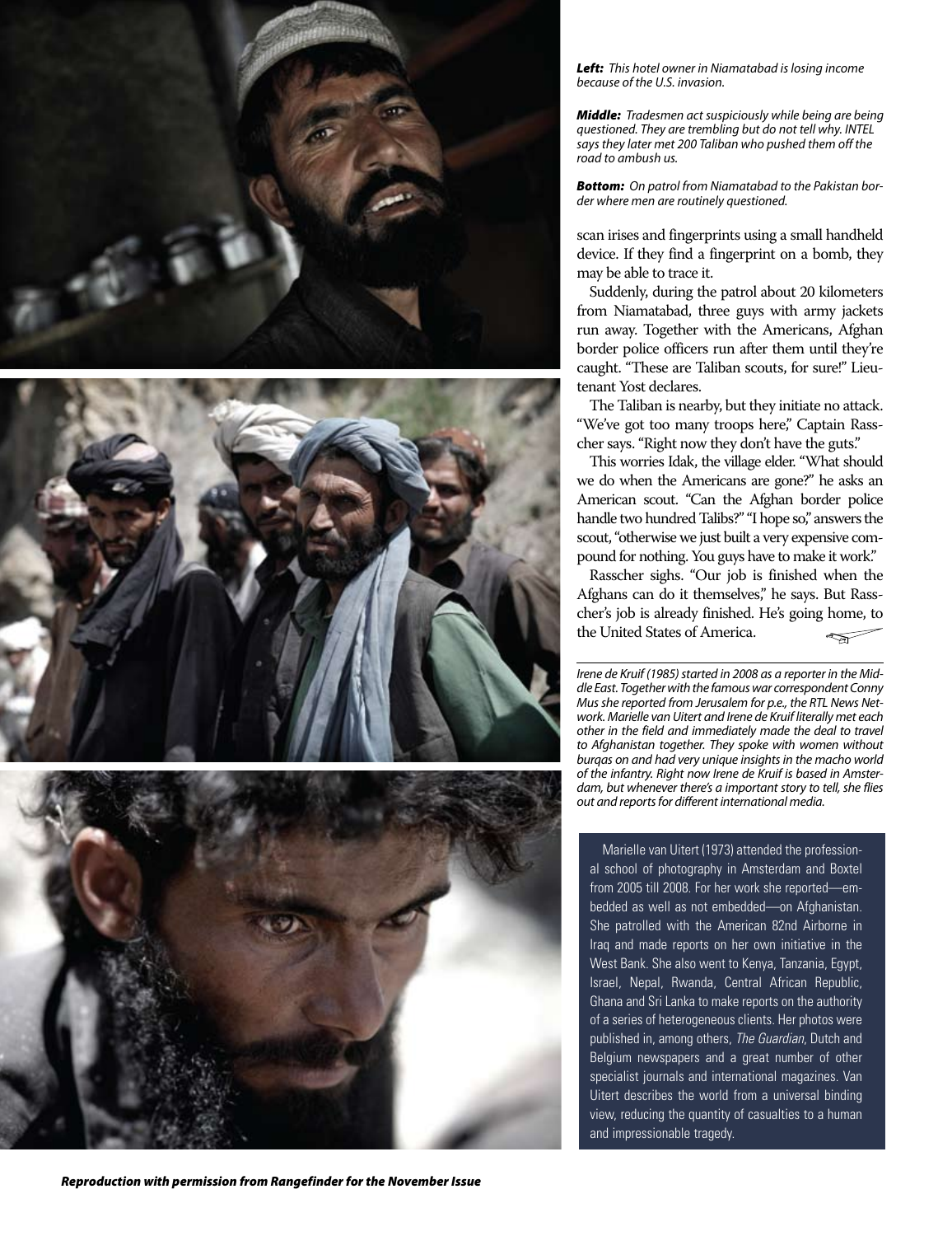***Left:*** *This hotel owner in Niamatabad is losing income because of the U.S. invasion.*

***Middle:*** *Tradesmen act suspiciously while being are being questioned. They are trembling but do not tell why. INTEL says they later met 200 Taliban who pushed them off the road to ambush us.*

***Bottom:*** *On patrol from Niamatabad to the Pakistan border where men are routinely questioned.*

scan irises and fingerprints using a small handheld device. If they find a fingerprint on a bomb, they may be able to trace it.

Suddenly, during the patrol about 20 kilometers from Niamatabad, three guys with army jackets run away. Together with the Americans, Afghan border police officers run after them until they're caught. "These are Taliban scouts, for sure!" Lieutenant Yost declares.

The Taliban is nearby, but they initiate no attack. "We've got too many troops here," Captain Rasscher says. "Right now they don't have the guts."

This worries Idak, the village elder. "What should we do when the Americans are gone?" he asks an American scout. "Can the Afghan border police handle two hundred Talibs?" "I hope so," answers the scout, "otherwise we just built a very expensive compound for nothing. You guys have to make it work."

Rasscher sighs. "Our job is finished when the Afghans can do it themselves," he says. But Rasscher's job is already finished. He's going home, to the United States of America.

---

*Irene de Kruif (1985) started in 2008 as a reporter in the Middle East. Together with the famous war correspondent Conny Mus she reported from Jerusalem for p.e., the RTL News Network. Marielle van Uitert and Irene de Kruif literally met each other in the field and immediately made the deal to travel to Afghanistan together. They spoke with women without burqas on and had very unique insights in the macho world of the infantry. Right now Irene de Kruif is based in Amsterdam, but whenever there's a important story to tell, she flies out and reports for different international media.*

Marielle van Uitert (1973) attended the professional school of photography in Amsterdam and Boxtel from 2005 till 2008. For her work she reported—embedded as well as not embedded—on Afghanistan. She patrolled with the American 82nd Airborne in Iraq and made reports on her own initiative in the West Bank. She also went to Kenya, Tanzania, Egypt, Israel, Nepal, Rwanda, Central African Republic, Ghana and Sri Lanka to make reports on the authority of a series of heterogeneous clients. Her photos were published in, among others, *The Guardian*, Dutch and Belgium newspapers and a great number of other specialist journals and international magazines. Van Uitert describes the world from a universal binding view, reducing the quantity of casualties to a human and impressionable tragedy.

***Reproduction with permission from Rangefinder for the November Issue***